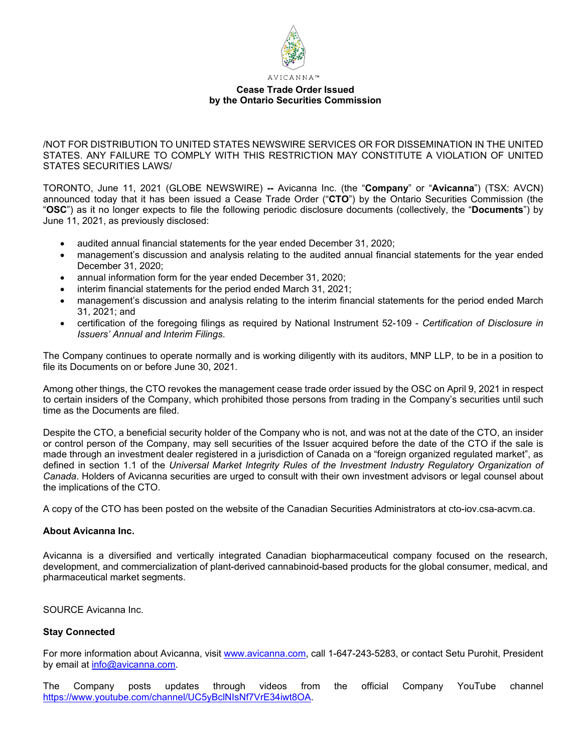AVICANNA™

# Cease Trade Order Issued by the Ontario Securities Commission

/NOT FOR DISTRIBUTION TO UNITED STATES NEWSWIRE SERVICES OR FOR DISSEMINATION IN THE UNITED STATES. ANY FAILURE TO COMPLY WITH THIS RESTRICTION MAY CONSTITUTE A VIOLATION OF UNITED STATES SECURITIES LAWS/

TORONTO, June 11, 2021 (GLOBE NEWSWIRE) **--** Avicanna Inc. (the "**Company**" or "**Avicanna**") (TSX: AVCN) announced today that it has been issued a Cease Trade Order ("**CTO**") by the Ontario Securities Commission (the "**OSC**") as it no longer expects to file the following periodic disclosure documents (collectively, the "**Documents**") by June 11, 2021, as previously disclosed:

- audited annual financial statements for the year ended December 31, 2020;
- management's discussion and analysis relating to the audited annual financial statements for the year ended December 31, 2020;
- annual information form for the year ended December 31, 2020;
- interim financial statements for the period ended March 31, 2021;
- management's discussion and analysis relating to the interim financial statements for the period ended March 31, 2021; and
- certification of the foregoing filings as required by National Instrument 52-109 - *Certification of Disclosure in Issuers' Annual and Interim Filings*.

The Company continues to operate normally and is working diligently with its auditors, MNP LLP, to be in a position to file its Documents on or before June 30, 2021.

Among other things, the CTO revokes the management cease trade order issued by the OSC on April 9, 2021 in respect to certain insiders of the Company, which prohibited those persons from trading in the Company's securities until such time as the Documents are filed.

Despite the CTO, a beneficial security holder of the Company who is not, and was not at the date of the CTO, an insider or control person of the Company, may sell securities of the Issuer acquired before the date of the CTO if the sale is made through an investment dealer registered in a jurisdiction of Canada on a "foreign organized regulated market", as defined in section 1.1 of the *Universal Market Integrity Rules of the Investment Industry Regulatory Organization of Canada*. Holders of Avicanna securities are urged to consult with their own investment advisors or legal counsel about the implications of the CTO.

A copy of the CTO has been posted on the website of the Canadian Securities Administrators at cto-iov.csa-acvm.ca.

**About Avicanna Inc.**

Avicanna is a diversified and vertically integrated Canadian biopharmaceutical company focused on the research, development, and commercialization of plant-derived cannabinoid-based products for the global consumer, medical, and pharmaceutical market segments.

SOURCE Avicanna Inc.

**Stay Connected**

For more information about Avicanna, visit [www.avicanna.com](http://www.avicanna.com), call 1-647-243-5283, or contact Setu Purohit, President by email at [info@avicanna.com](mailto:info@avicanna.com).

The Company posts updates through videos from the official Company YouTube channel [https://www.youtube.com/channel/UC5yBclNIsNf7VrE34iwt8OA](https://www.youtube.com/channel/UC5yBclNIsNf7VrE34iwt8OA).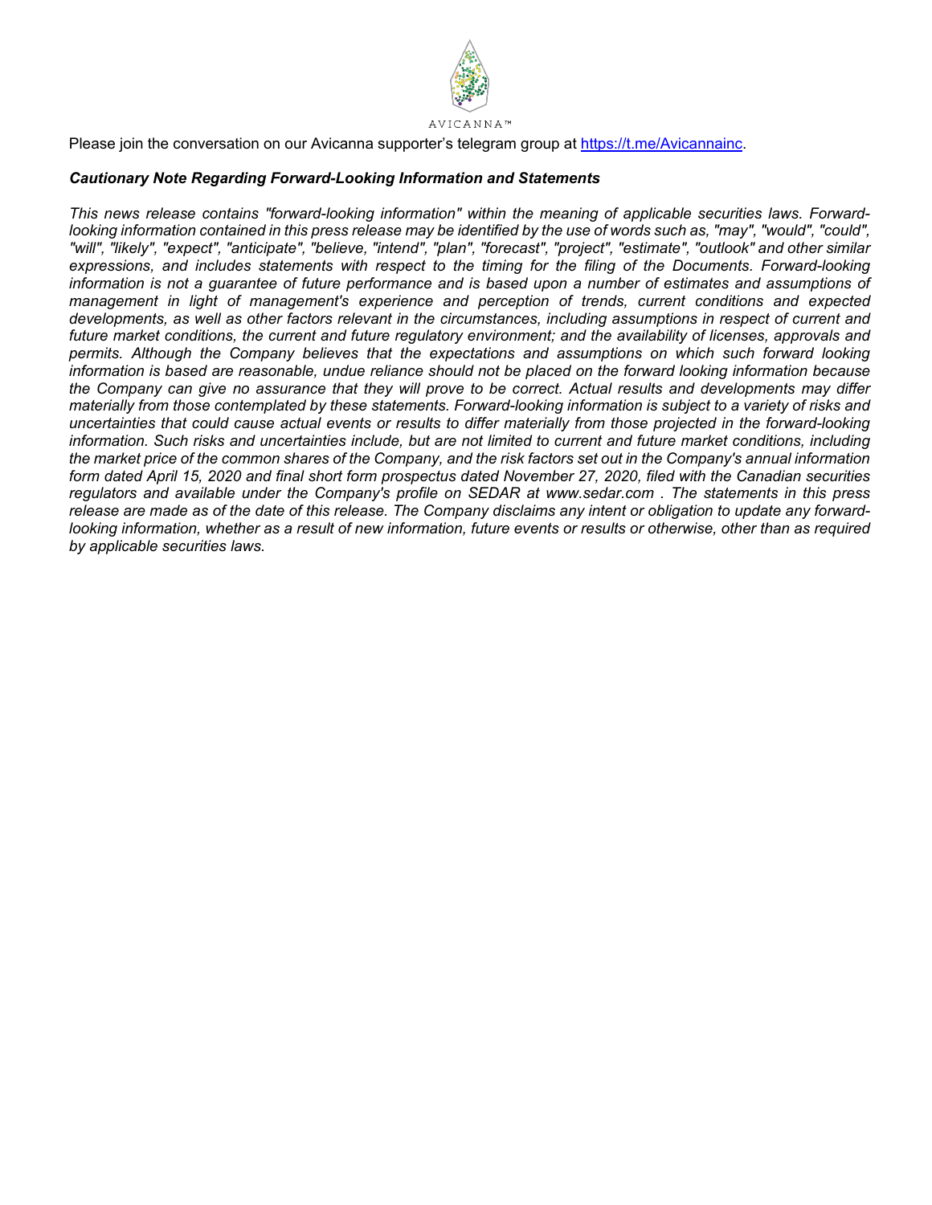AVICANNA™

Please join the conversation on our Avicanna supporter's telegram group at [https://t.me/Avicannainc](https://t.me/Avicannainc).

***Cautionary Note Regarding Forward-Looking Information and Statements***

*This news release contains "forward-looking information" within the meaning of applicable securities laws. Forward-looking information contained in this press release may be identified by the use of words such as, "may", "would", "could", "will", "likely", "expect", "anticipate", "believe, "intend", "plan", "forecast", "project", "estimate", "outlook" and other similar expressions, and includes statements with respect to the timing for the filing of the Documents. Forward-looking information is not a guarantee of future performance and is based upon a number of estimates and assumptions of management in light of management's experience and perception of trends, current conditions and expected developments, as well as other factors relevant in the circumstances, including assumptions in respect of current and future market conditions, the current and future regulatory environment; and the availability of licenses, approvals and permits. Although the Company believes that the expectations and assumptions on which such forward looking information is based are reasonable, undue reliance should not be placed on the forward looking information because the Company can give no assurance that they will prove to be correct. Actual results and developments may differ materially from those contemplated by these statements. Forward-looking information is subject to a variety of risks and uncertainties that could cause actual events or results to differ materially from those projected in the forward-looking information. Such risks and uncertainties include, but are not limited to current and future market conditions, including the market price of the common shares of the Company, and the risk factors set out in the Company's annual information form dated April 15, 2020 and final short form prospectus dated November 27, 2020, filed with the Canadian securities regulators and available under the Company's profile on SEDAR at www.sedar.com . The statements in this press release are made as of the date of this release. The Company disclaims any intent or obligation to update any forward-looking information, whether as a result of new information, future events or results or otherwise, other than as required by applicable securities laws.*